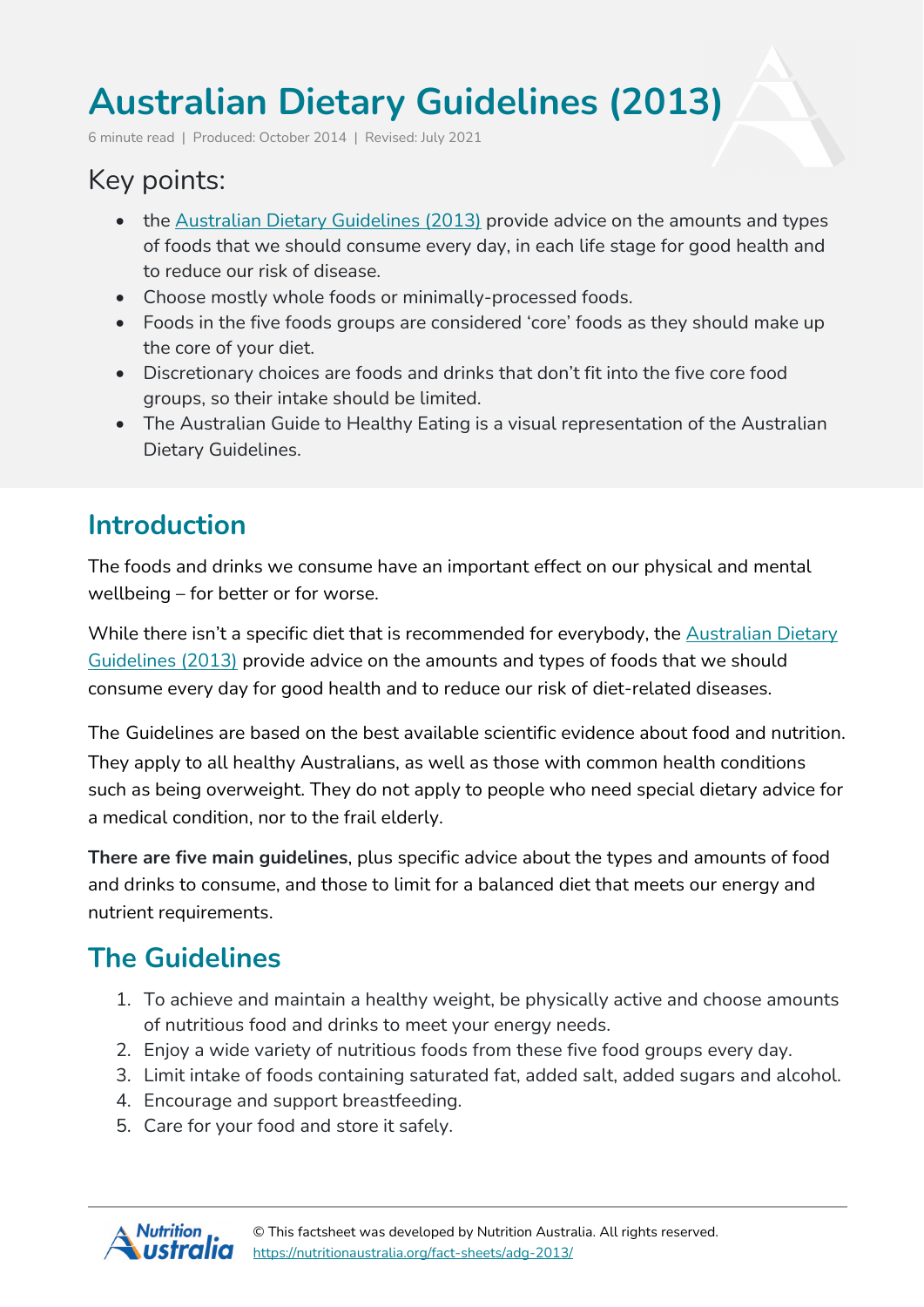# Australian Dietary Guidelines (2013)

6 minute read | Produced: October 2014 | Revised: July 2021

## Key points:

- the Australian Dietary Guidelines (2013) provide advice on the amounts and types of foods that we should consume every day, in each life stage for good health and to reduce our risk of disease.
- Choose mostly whole foods or minimally-processed foods.
- Foods in the five foods groups are considered 'core' foods as they should make up the core of your diet.
- Discretionary choices are foods and drinks that don't fit into the five core food groups, so their intake should be limited.
- The Australian Guide to Healthy Eating is a visual representation of the Australian Dietary Guidelines.

## Introduction

The foods and drinks we consume have an important effect on our physical and mental wellbeing – for better or for worse.

While there isn't a specific diet that is recommended for everybody, the Australian Dietary Guidelines (2013) provide advice on the amounts and types of foods that we should consume every day for good health and to reduce our risk of diet-related diseases.

The Guidelines are based on the best available scientific evidence about food and nutrition. They apply to all healthy Australians, as well as those with common health conditions such as being overweight. They do not apply to people who need special dietary advice for a medical condition, nor to the frail elderly.

**There are five main guidelines**, plus specific advice about the types and amounts of food and drinks to consume, and those to limit for a balanced diet that meets our energy and nutrient requirements.

## The Guidelines

1. To achieve and maintain a healthy weight, be physically active and choose amounts of nutritious food and drinks to meet your energy needs.
2. Enjoy a wide variety of nutritious foods from these five food groups every day.
3. Limit intake of foods containing saturated fat, added salt, added sugars and alcohol.
4. Encourage and support breastfeeding.
5. Care for your food and store it safely.

© This factsheet was developed by Nutrition Australia. All rights reserved.
https://nutritionaustralia.org/fact-sheets/adg-2013/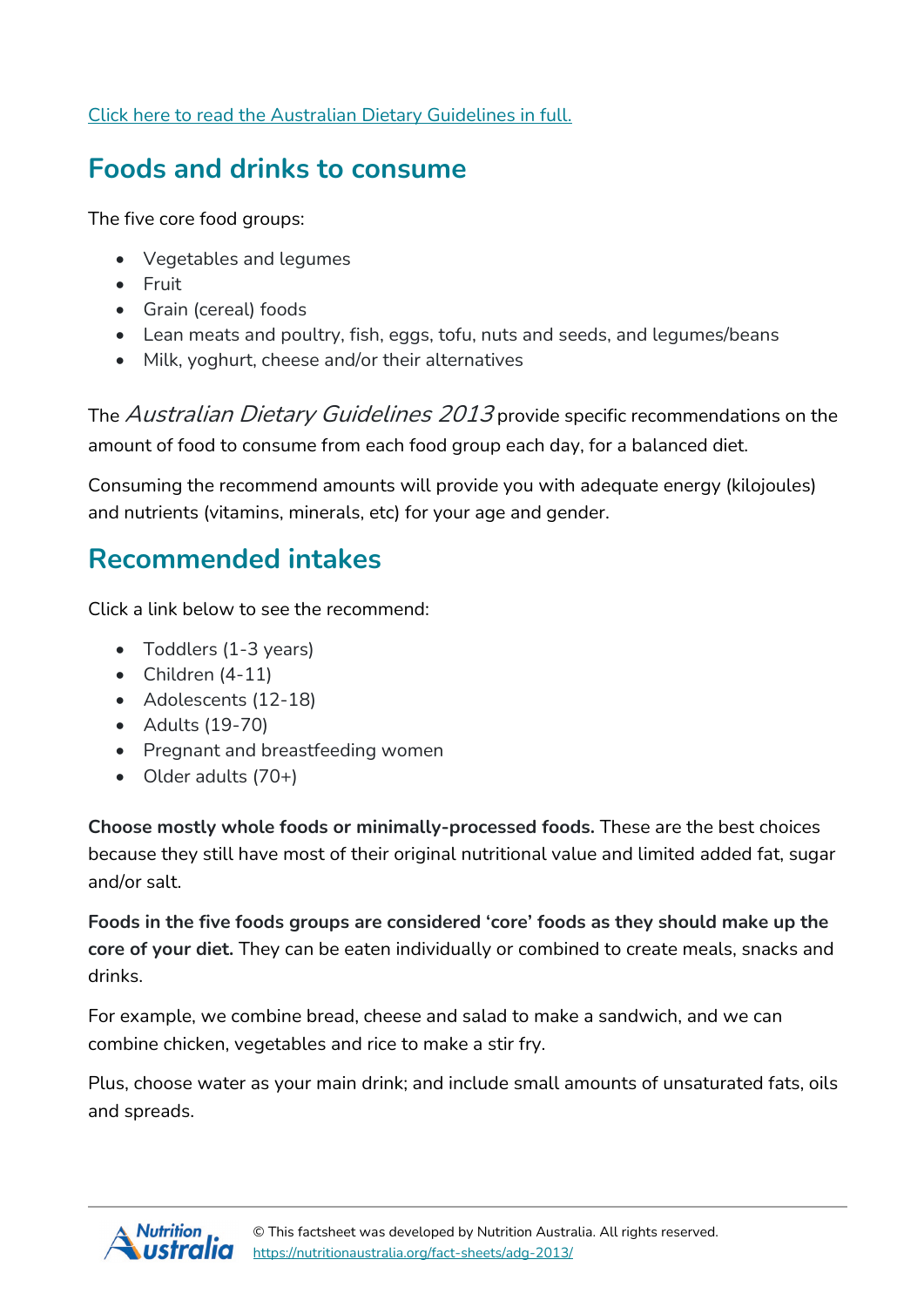[Click here to read the Australian Dietary Guidelines in full.]

## Foods and drinks to consume

The five core food groups:

- Vegetables and legumes
- Fruit
- Grain (cereal) foods
- Lean meats and poultry, fish, eggs, tofu, nuts and seeds, and legumes/beans
- Milk, yoghurt, cheese and/or their alternatives

The *Australian Dietary Guidelines 2013* provide specific recommendations on the amount of food to consume from each food group each day, for a balanced diet.

Consuming the recommend amounts will provide you with adequate energy (kilojoules) and nutrients (vitamins, minerals, etc) for your age and gender.

## Recommended intakes

Click a link below to see the recommend:

- Toddlers (1-3 years)
- Children (4-11)
- Adolescents (12-18)
- Adults (19-70)
- Pregnant and breastfeeding women
- Older adults (70+)

**Choose mostly whole foods or minimally-processed foods.** These are the best choices because they still have most of their original nutritional value and limited added fat, sugar and/or salt.

**Foods in the five foods groups are considered 'core' foods as they should make up the core of your diet.** They can be eaten individually or combined to create meals, snacks and drinks.

For example, we combine bread, cheese and salad to make a sandwich, and we can combine chicken, vegetables and rice to make a stir fry.

Plus, choose water as your main drink; and include small amounts of unsaturated fats, oils and spreads.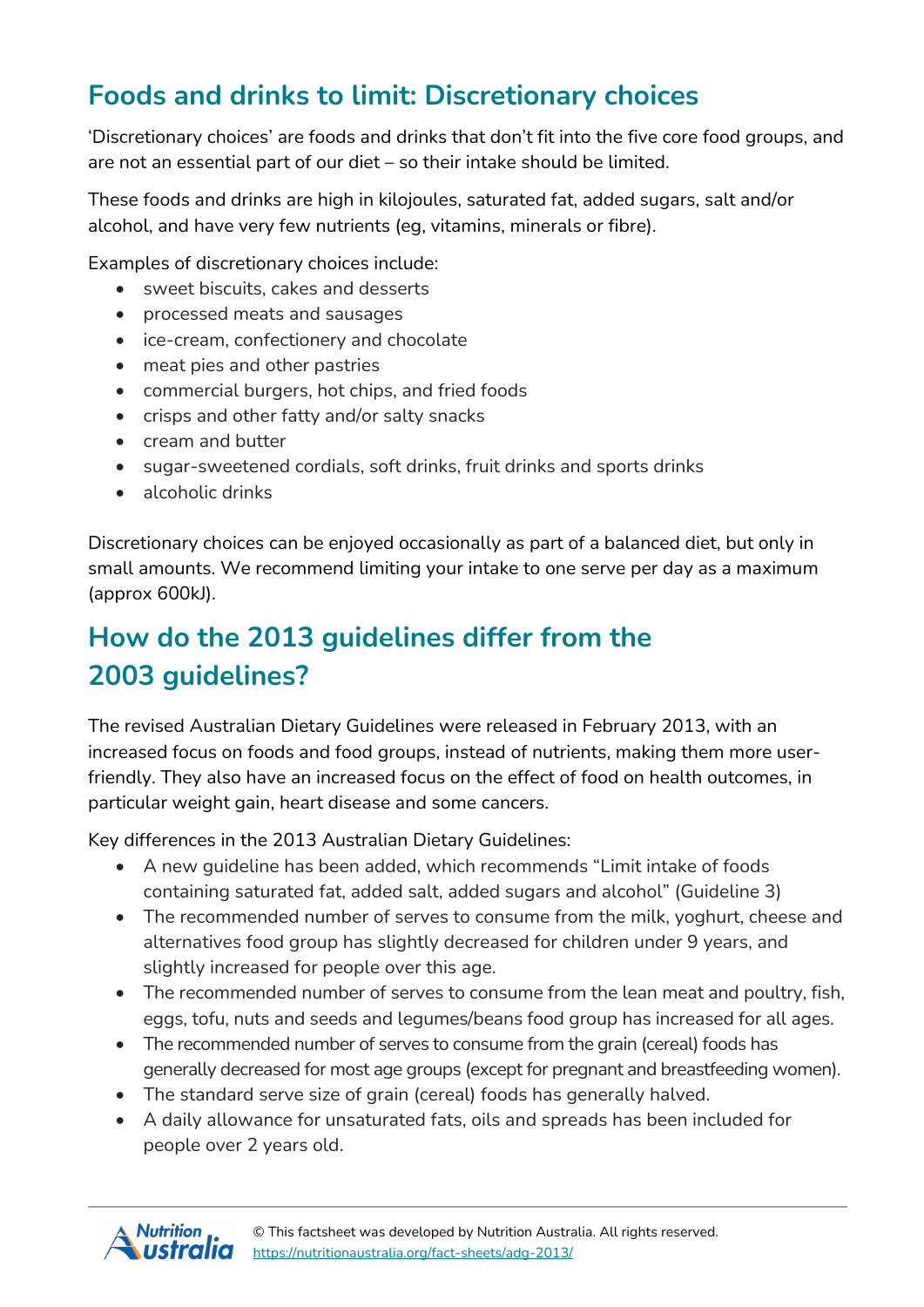## Foods and drinks to limit: Discretionary choices

'Discretionary choices' are foods and drinks that don't fit into the five core food groups, and are not an essential part of our diet – so their intake should be limited.

These foods and drinks are high in kilojoules, saturated fat, added sugars, salt and/or alcohol, and have very few nutrients (eg, vitamins, minerals or fibre).

Examples of discretionary choices include:

- sweet biscuits, cakes and desserts
- processed meats and sausages
- ice-cream, confectionery and chocolate
- meat pies and other pastries
- commercial burgers, hot chips, and fried foods
- crisps and other fatty and/or salty snacks
- cream and butter
- sugar-sweetened cordials, soft drinks, fruit drinks and sports drinks
- alcoholic drinks

Discretionary choices can be enjoyed occasionally as part of a balanced diet, but only in small amounts. We recommend limiting your intake to one serve per day as a maximum (approx 600kJ).

## How do the 2013 guidelines differ from the 2003 guidelines?

The revised Australian Dietary Guidelines were released in February 2013, with an increased focus on foods and food groups, instead of nutrients, making them more user-friendly. They also have an increased focus on the effect of food on health outcomes, in particular weight gain, heart disease and some cancers.

Key differences in the 2013 Australian Dietary Guidelines:

- A new guideline has been added, which recommends "Limit intake of foods containing saturated fat, added salt, added sugars and alcohol" (Guideline 3)
- The recommended number of serves to consume from the milk, yoghurt, cheese and alternatives food group has slightly decreased for children under 9 years, and slightly increased for people over this age.
- The recommended number of serves to consume from the lean meat and poultry, fish, eggs, tofu, nuts and seeds and legumes/beans food group has increased for all ages.
- The recommended number of serves to consume from the grain (cereal) foods has generally decreased for most age groups (except for pregnant and breastfeeding women).
- The standard serve size of grain (cereal) foods has generally halved.
- A daily allowance for unsaturated fats, oils and spreads has been included for people over 2 years old.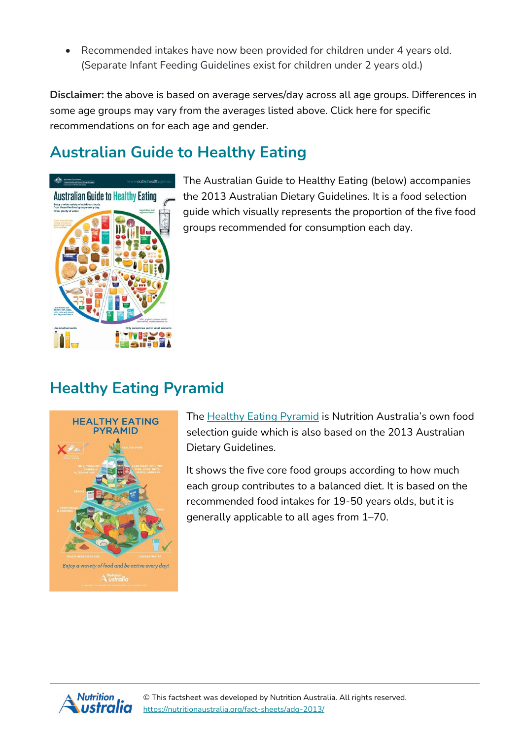- Recommended intakes have now been provided for children under 4 years old. (Separate Infant Feeding Guidelines exist for children under 2 years old.)

**Disclaimer:** the above is based on average serves/day across all age groups. Differences in some age groups may vary from the averages listed above. Click here for specific recommendations on for each age and gender.

## Australian Guide to Healthy Eating

The Australian Guide to Healthy Eating (below) accompanies the 2013 Australian Dietary Guidelines. It is a food selection guide which visually represents the proportion of the five food groups recommended for consumption each day.

## Healthy Eating Pyramid

The Healthy Eating Pyramid is Nutrition Australia's own food selection guide which is also based on the 2013 Australian Dietary Guidelines.

It shows the five core food groups according to how much each group contributes to a balanced diet. It is based on the recommended food intakes for 19-50 years olds, but it is generally applicable to all ages from 1–70.

© This factsheet was developed by Nutrition Australia. All rights reserved.
https://nutritionaustralia.org/fact-sheets/adg-2013/